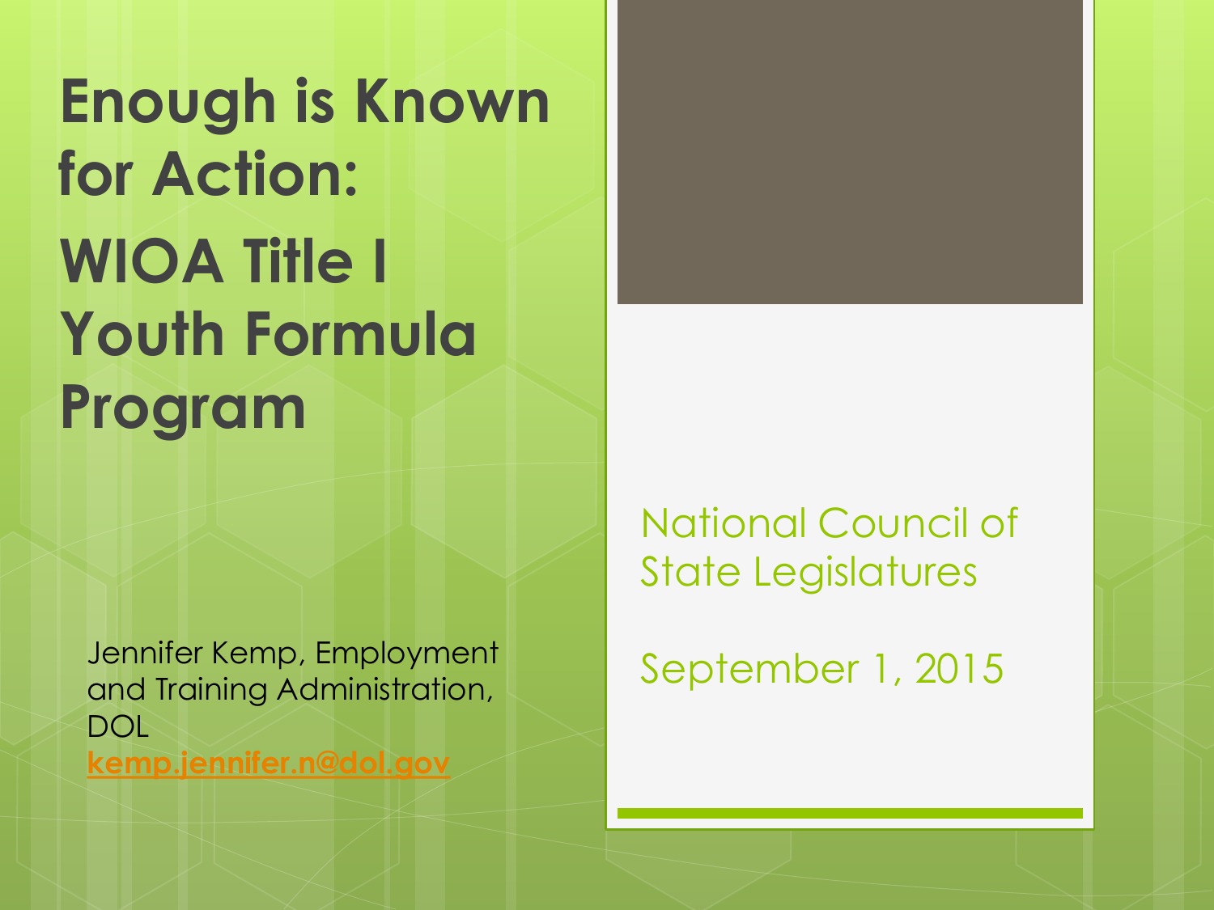# Enough is Known for Action: WIOA Title I Youth Formula Program

Jennifer Kemp, Employment and Training Administration, DOL
kemp.jennifer.n@dol.gov

National Council of State Legislatures

September 1, 2015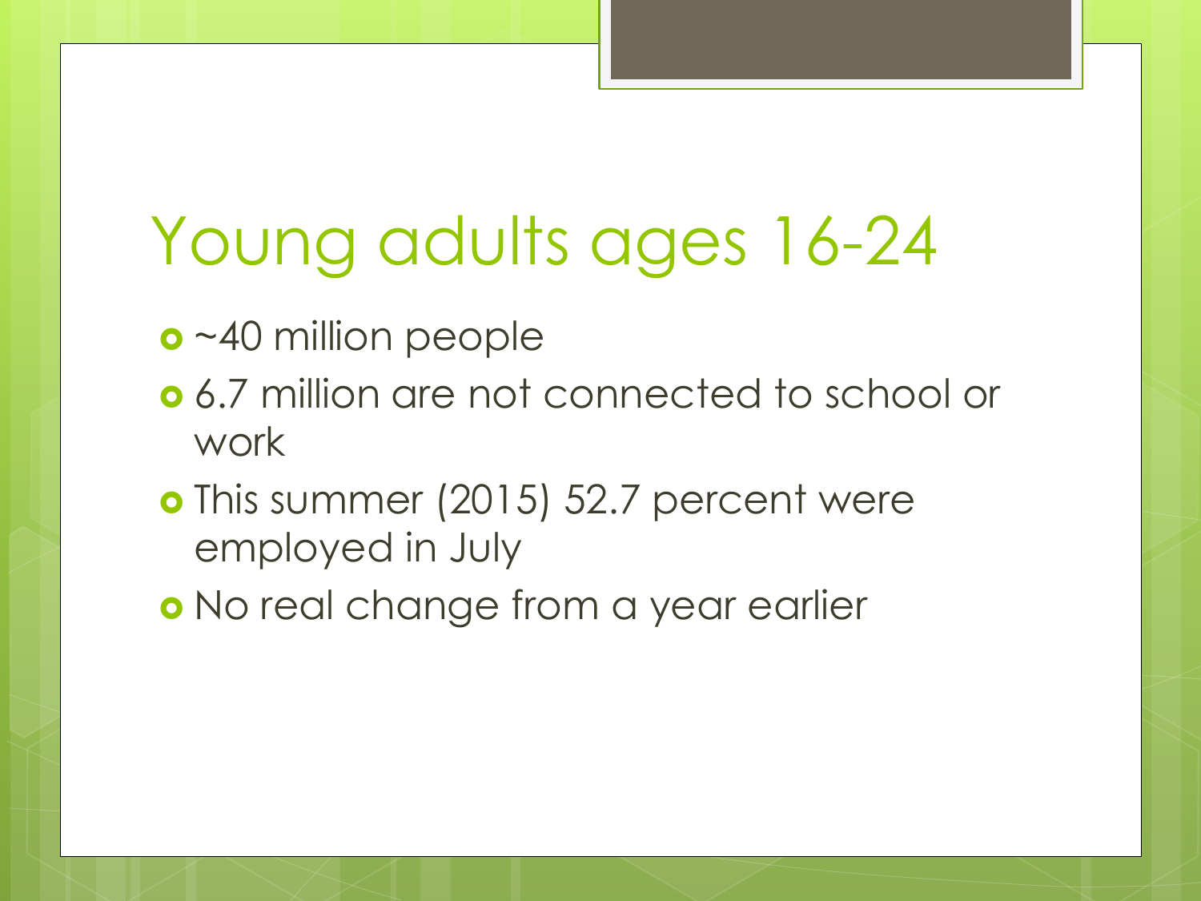# Young adults ages 16-24

- ~40 million people
- 6.7 million are not connected to school or work
- This summer (2015) 52.7 percent were employed in July
- No real change from a year earlier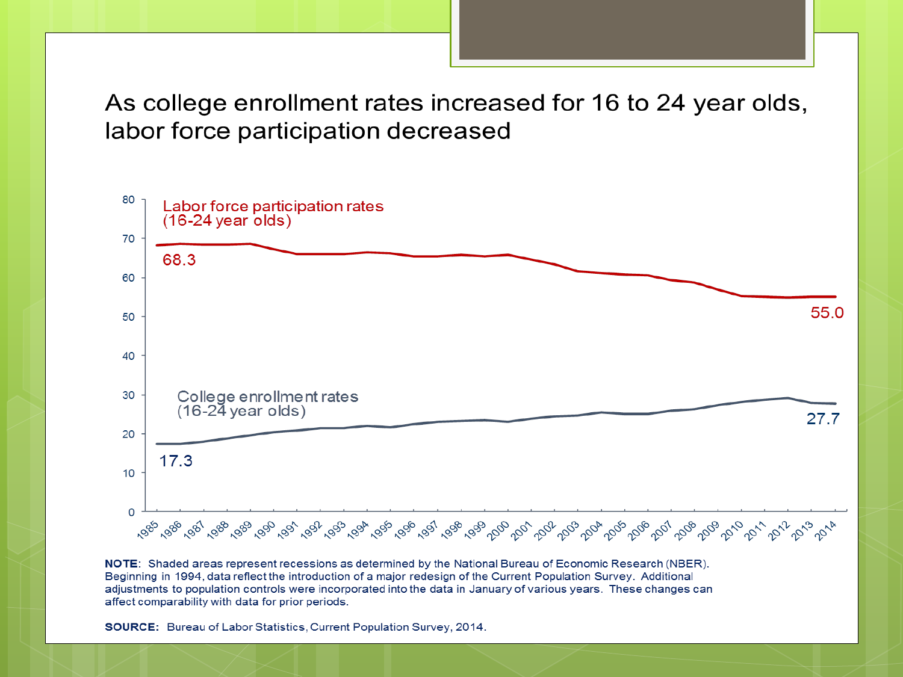# As college enrollment rates increased for 16 to 24 year olds, labor force participation decreased

Labor force participation rates (16-24 year olds)

68.3

55.0

College enrollment rates (16-24 year olds)

17.3

27.7

**NOTE**: Shaded areas represent recessions as determined by the National Bureau of Economic Research (NBER). Beginning in 1994, data reflect the introduction of a major redesign of the Current Population Survey. Additional adjustments to population controls were incorporated into the data in January of various years. These changes can affect comparability with data for prior periods.

**SOURCE:** Bureau of Labor Statistics, Current Population Survey, 2014.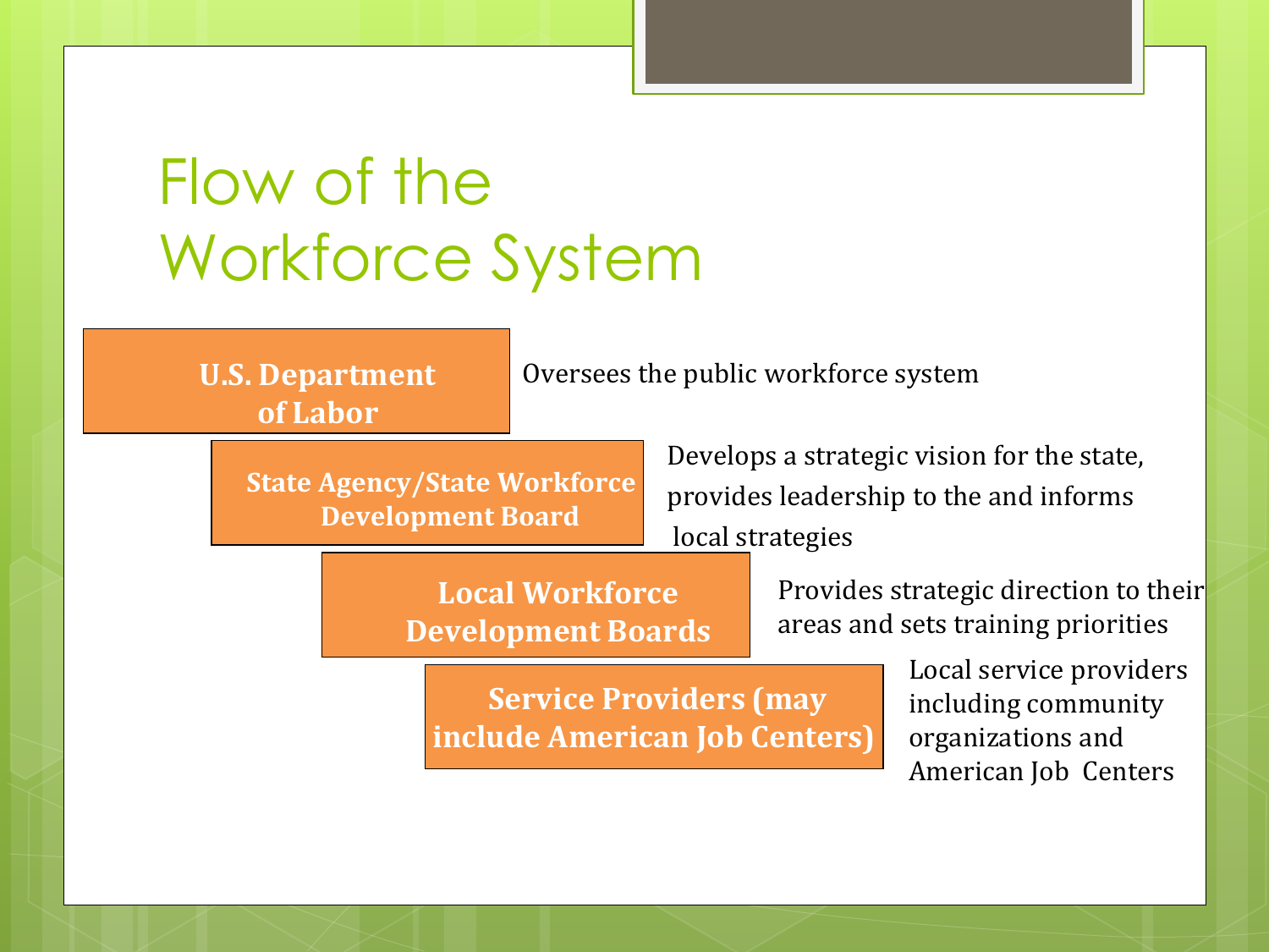# Flow of the Workforce System

| Level | Role |
| --- | --- |
| **U.S. Department of Labor** | Oversees the public workforce system |
| **State Agency/State Workforce Development Board** | Develops a strategic vision for the state, provides leadership to the and informs local strategies |
| **Local Workforce Development Boards** | Provides strategic direction to their areas and sets training priorities |
| **Service Providers (may include American Job Centers)** | Local service providers including community organizations and American Job Centers |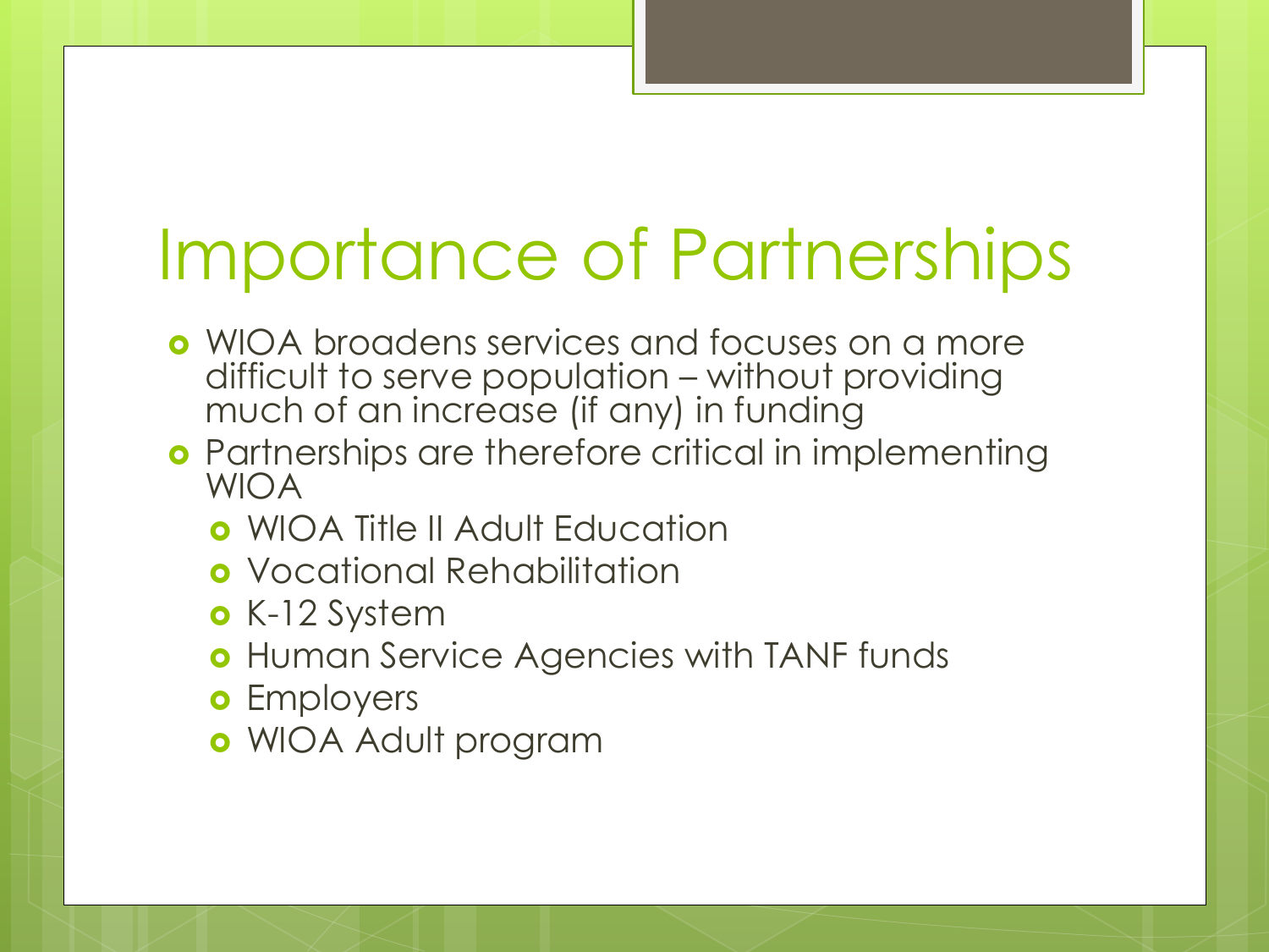# Importance of Partnerships

- WIOA broadens services and focuses on a more difficult to serve population – without providing much of an increase (if any) in funding
- Partnerships are therefore critical in implementing WIOA
  - WIOA Title II Adult Education
  - Vocational Rehabilitation
  - K-12 System
  - Human Service Agencies with TANF funds
  - Employers
  - WIOA Adult program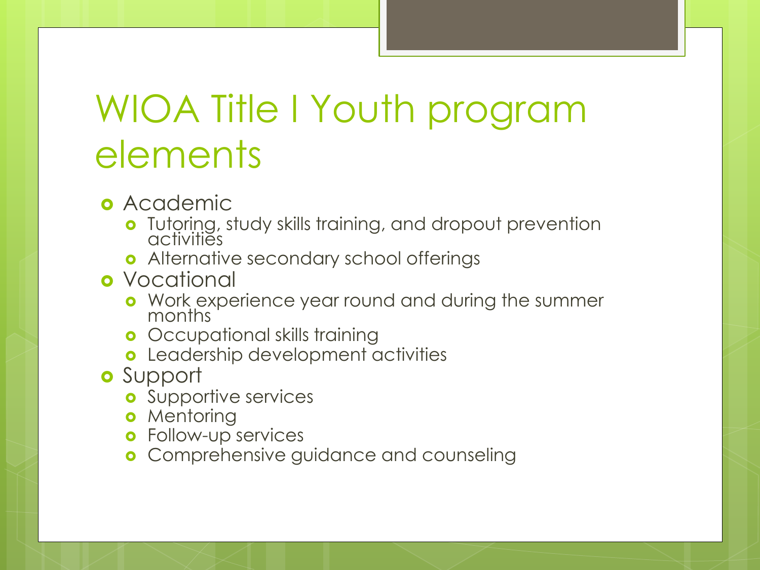# WIOA Title I Youth program elements

- Academic
  - Tutoring, study skills training, and dropout prevention activities
  - Alternative secondary school offerings
- Vocational
  - Work experience year round and during the summer months
  - Occupational skills training
  - Leadership development activities
- Support
  - Supportive services
  - Mentoring
  - Follow-up services
  - Comprehensive guidance and counseling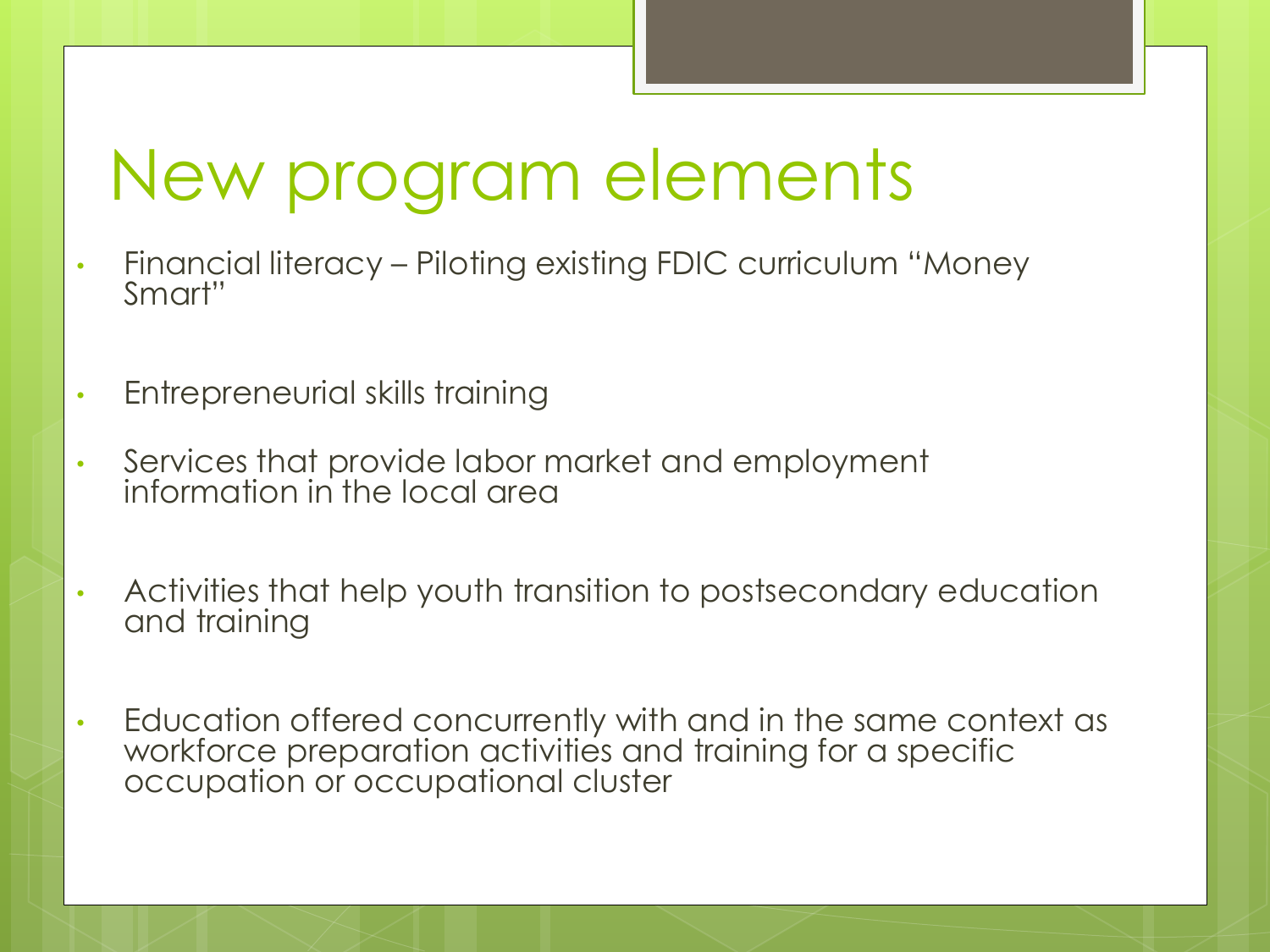# New program elements

- Financial literacy – Piloting existing FDIC curriculum "Money Smart"
- Entrepreneurial skills training
- Services that provide labor market and employment information in the local area
- Activities that help youth transition to postsecondary education and training
- Education offered concurrently with and in the same context as workforce preparation activities and training for a specific occupation or occupational cluster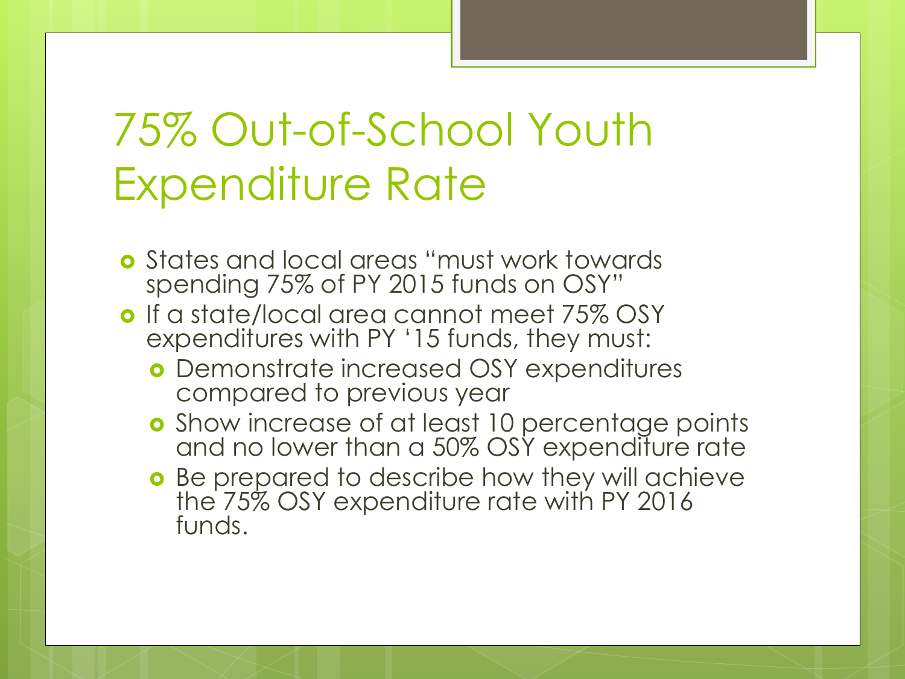# 75% Out-of-School Youth Expenditure Rate

- States and local areas "must work towards spending 75% of PY 2015 funds on OSY"
- If a state/local area cannot meet 75% OSY expenditures with PY '15 funds, they must:
  - Demonstrate increased OSY expenditures compared to previous year
  - Show increase of at least 10 percentage points and no lower than a 50% OSY expenditure rate
  - Be prepared to describe how they will achieve the 75% OSY expenditure rate with PY 2016 funds.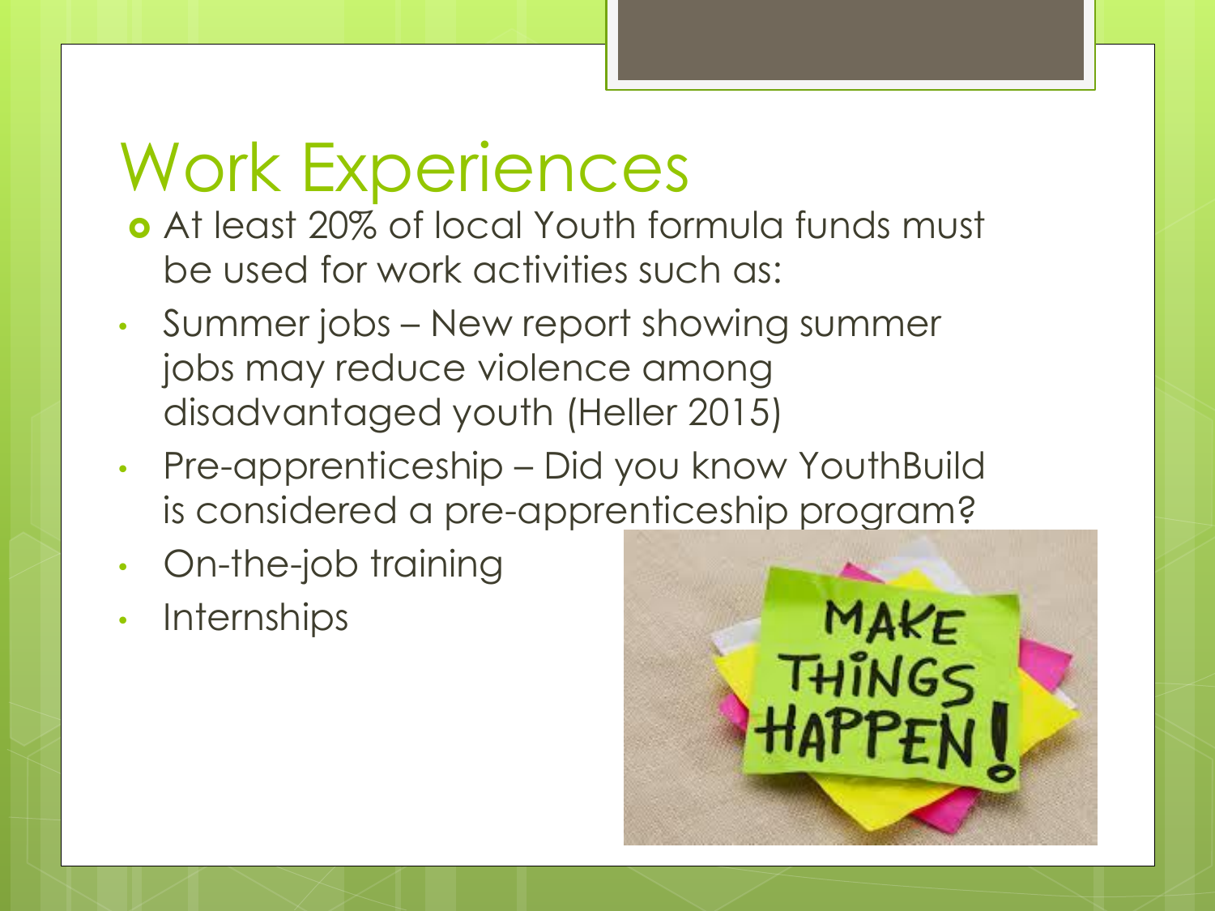# Work Experiences

- At least 20% of local Youth formula funds must be used for work activities such as:
- Summer jobs – New report showing summer jobs may reduce violence among disadvantaged youth (Heller 2015)
- Pre-apprenticeship – Did you know YouthBuild is considered a pre-apprenticeship program?
- On-the-job training
- Internships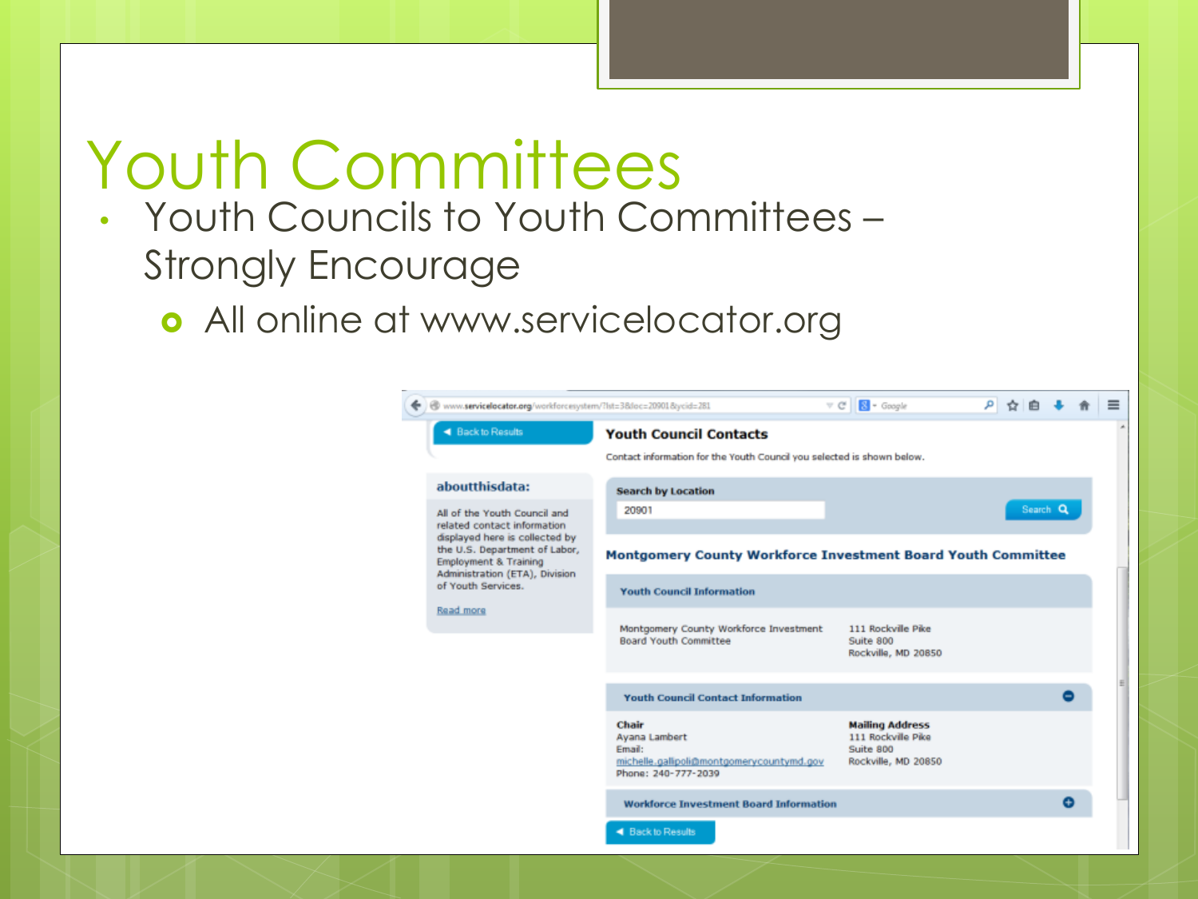# Youth Committees

- Youth Councils to Youth Committees – Strongly Encourage
  - All online at www.servicelocator.org

www.servicelocator.org/workforcesystem/?lst=3&loc=20901&ycid=281

Back to Results

**aboutthisdata:**

All of the Youth Council and related contact information displayed here is collected by the U.S. Department of Labor, Employment & Training Administration (ETA), Division of Youth Services.

Read more

## Youth Council Contacts

Contact information for the Youth Council you selected is shown below.

**Search by Location**

20901

Search

### Montgomery County Workforce Investment Board Youth Committee

**Youth Council Information**

Montgomery County Workforce Investment Board Youth Committee

111 Rockville Pike
Suite 800
Rockville, MD 20850

**Youth Council Contact Information**

**Chair**
Ayana Lambert
Email:
michelle.gallipoli@montgomerycountymd.gov
Phone: 240-777-2039

**Mailing Address**
111 Rockville Pike
Suite 800
Rockville, MD 20850

**Workforce Investment Board Information**

Back to Results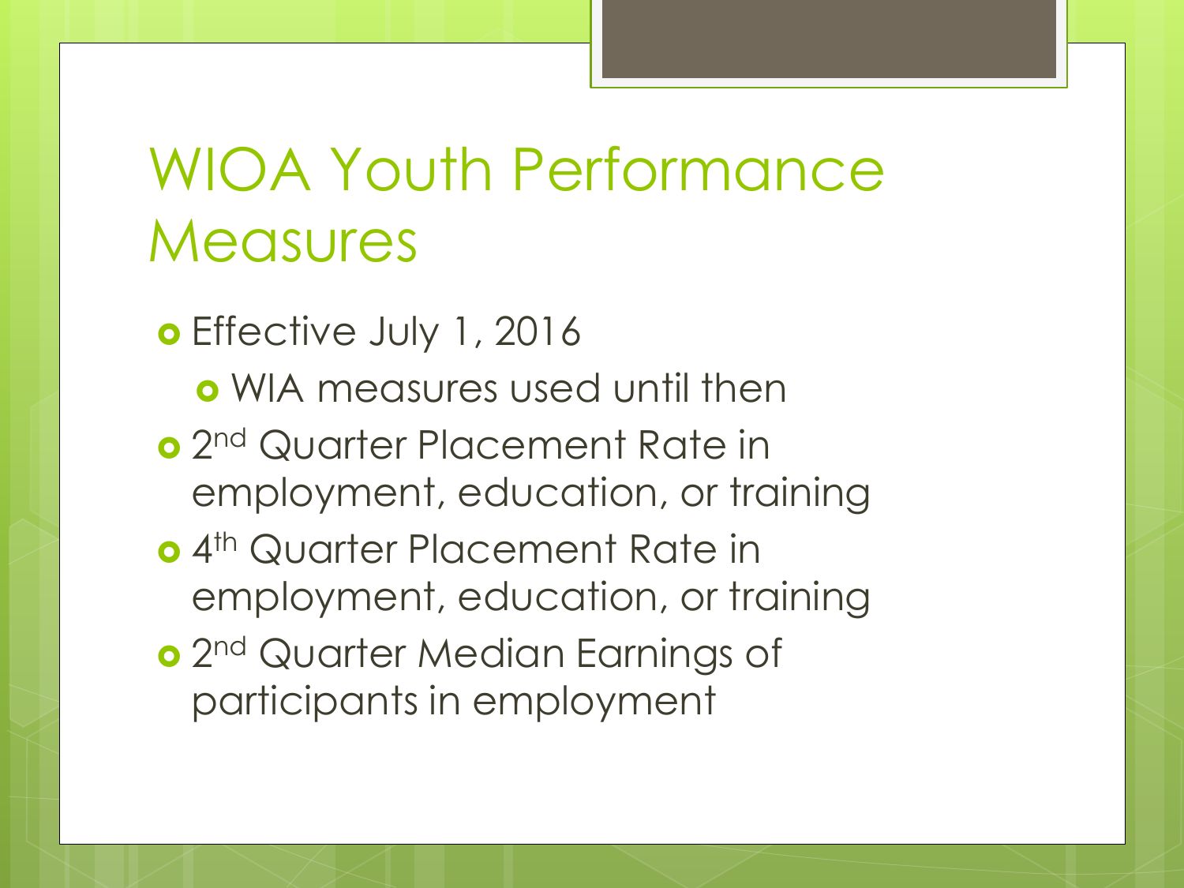# WIOA Youth Performance Measures

- Effective July 1, 2016
  - WIA measures used until then
- 2nd Quarter Placement Rate in employment, education, or training
- 4th Quarter Placement Rate in employment, education, or training
- 2nd Quarter Median Earnings of participants in employment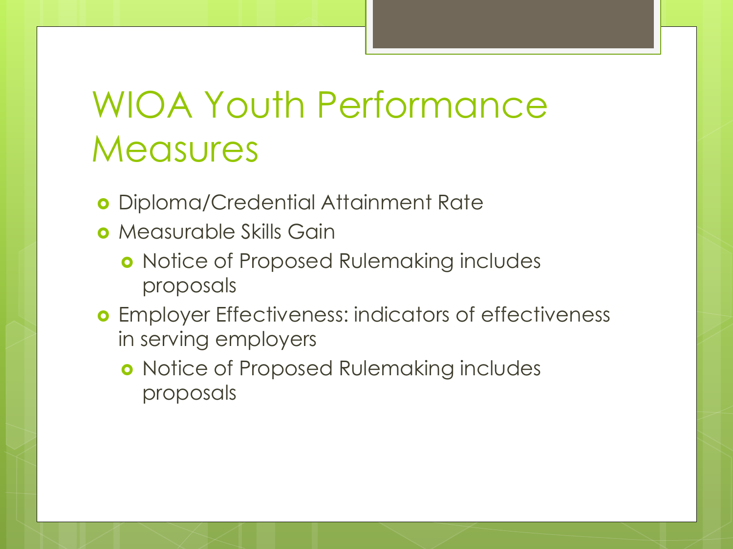# WIOA Youth Performance Measures

- Diploma/Credential Attainment Rate
- Measurable Skills Gain
  - Notice of Proposed Rulemaking includes proposals
- Employer Effectiveness: indicators of effectiveness in serving employers
  - Notice of Proposed Rulemaking includes proposals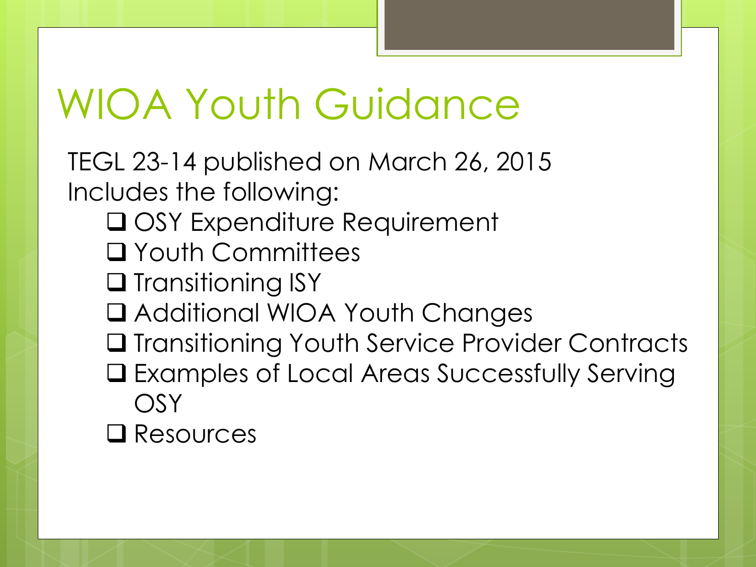# WIOA Youth Guidance

TEGL 23-14 published on March 26, 2015
Includes the following:

- OSY Expenditure Requirement
- Youth Committees
- Transitioning ISY
- Additional WIOA Youth Changes
- Transitioning Youth Service Provider Contracts
- Examples of Local Areas Successfully Serving OSY
- Resources